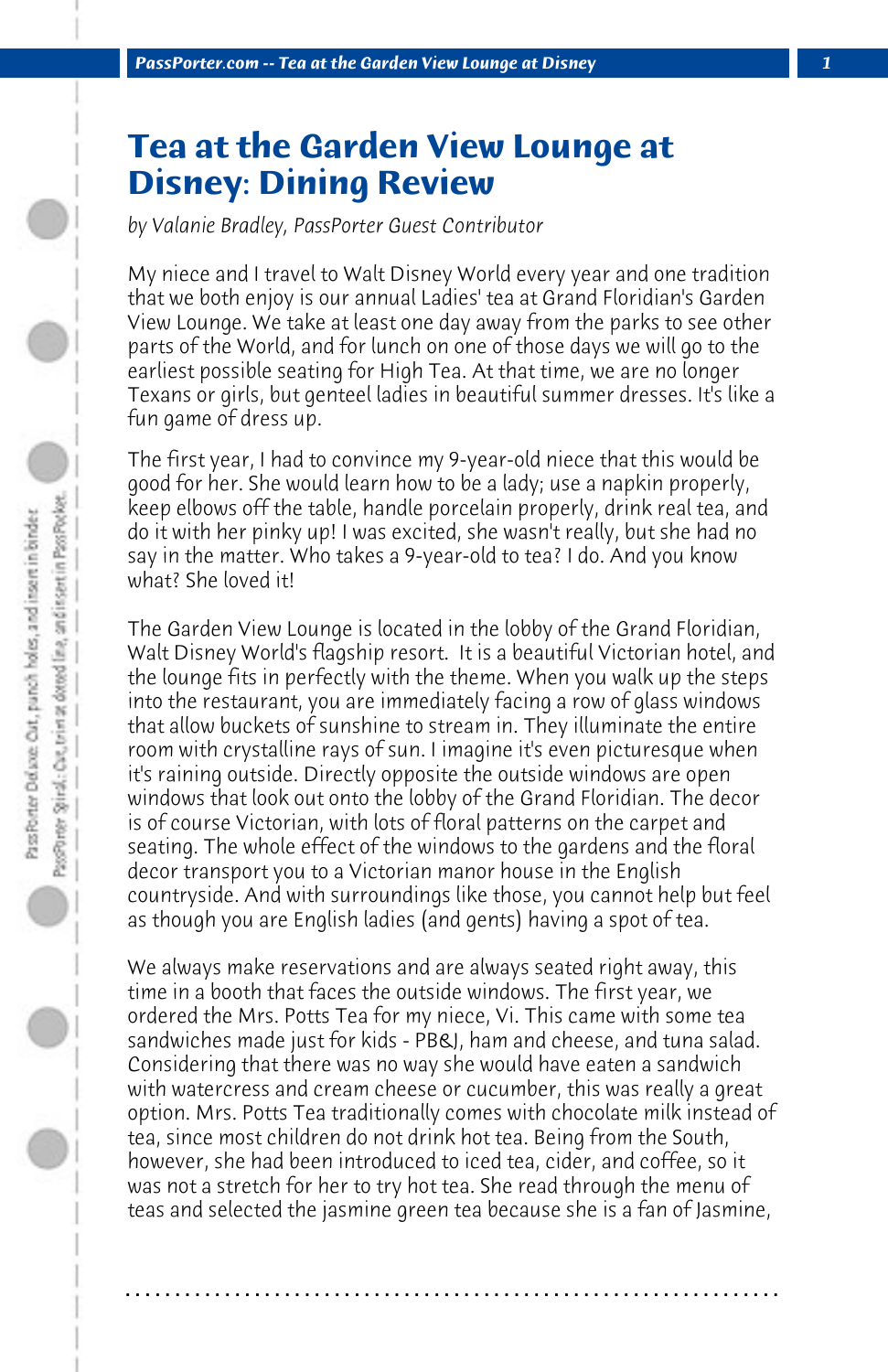# Tea at the Garden View Lounge at Disney: Dining Review

*by Valanie Bradley, PassPorter Guest Contributor*

My niece and I travel to Walt Disney World every year and one tradition that we both enjoy is our annual Ladies' tea at Grand Floridian's Garden View Lounge. We take at least one day away from the parks to see other parts of the World, and for lunch on one of those days we will go to the earliest possible seating for High Tea. At that time, we are no longer Texans or girls, but genteel ladies in beautiful summer dresses. It's like a fun game of dress up.

The first year, I had to convince my 9-year-old niece that this would be good for her. She would learn how to be a lady; use a napkin properly, keep elbows off the table, handle porcelain properly, drink real tea, and do it with her pinky up! I was excited, she wasn't really, but she had no say in the matter. Who takes a 9-year-old to tea? I do. And you know what? She loved it!

The Garden View Lounge is located in the lobby of the Grand Floridian, Walt Disney World's flagship resort. It is a beautiful Victorian hotel, and the lounge fits in perfectly with the theme. When you walk up the steps into the restaurant, you are immediately facing a row of glass windows that allow buckets of sunshine to stream in. They illuminate the entire room with crystalline rays of sun. I imagine it's even picturesque when it's raining outside. Directly opposite the outside windows are open windows that look out onto the lobby of the Grand Floridian. The decor is of course Victorian, with lots of floral patterns on the carpet and seating. The whole effect of the windows to the gardens and the floral decor transport you to a Victorian manor house in the English countryside. And with surroundings like those, you cannot help but feel as though you are English ladies (and gents) having a spot of tea.

We always make reservations and are always seated right away, this time in a booth that faces the outside windows. The first year, we ordered the Mrs. Potts Tea for my niece, Vi. This came with some tea sandwiches made just for kids - PB&J, ham and cheese, and tuna salad. Considering that there was no way she would have eaten a sandwich with watercress and cream cheese or cucumber, this was really a great option. Mrs. Potts Tea traditionally comes with chocolate milk instead of tea, since most children do not drink hot tea. Being from the South, however, she had been introduced to iced tea, cider, and coffee, so it was not a stretch for her to try hot tea. She read through the menu of teas and selected the jasmine green tea because she is a fan of Jasmine,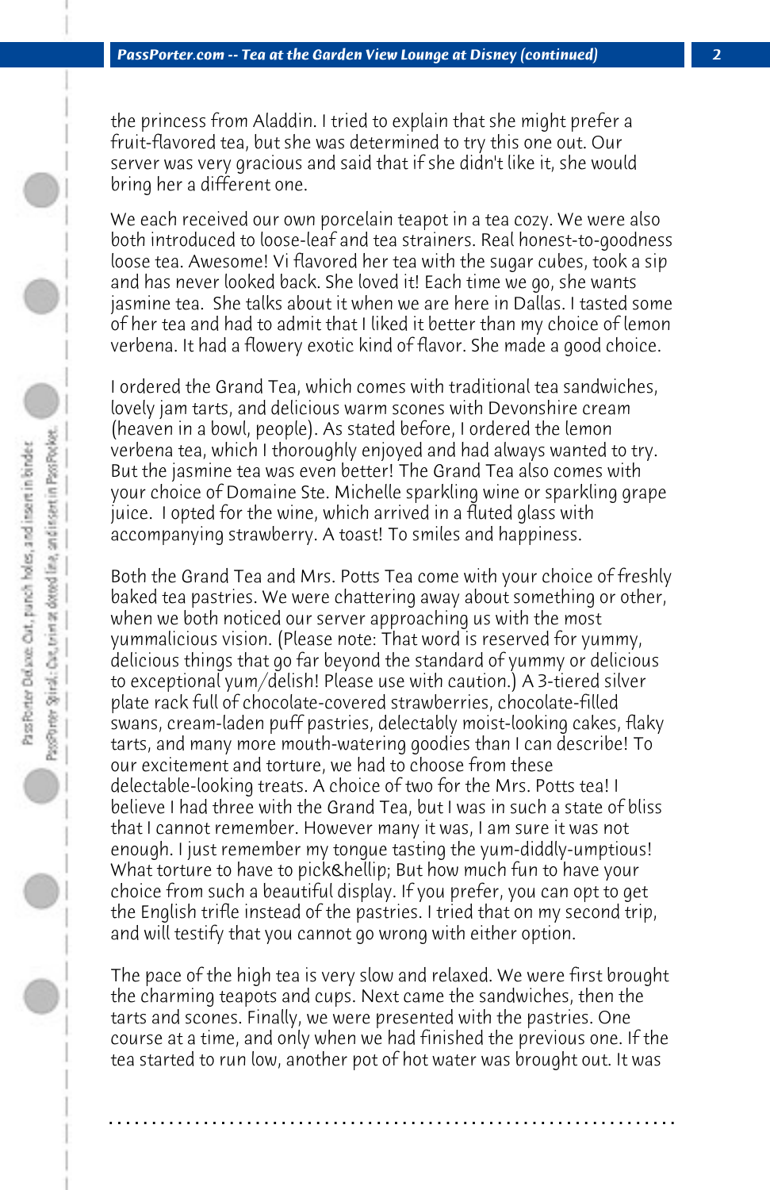the princess from Aladdin. I tried to explain that she might prefer a fruit-flavored tea, but she was determined to try this one out. Our server was very gracious and said that if she didn't like it, she would bring her a different one.

We each received our own porcelain teapot in a tea cozy. We were also both introduced to loose-leaf and tea strainers. Real honest-to-goodness loose tea. Awesome! Vi flavored her tea with the sugar cubes, took a sip and has never looked back. She loved it! Each time we go, she wants jasmine tea. She talks about it when we are here in Dallas. I tasted some of her tea and had to admit that I liked it better than my choice of lemon verbena. It had a flowery exotic kind of flavor. She made a good choice.

I ordered the Grand Tea, which comes with traditional tea sandwiches, lovely jam tarts, and delicious warm scones with Devonshire cream (heaven in a bowl, people). As stated before, I ordered the lemon verbena tea, which I thoroughly enjoyed and had always wanted to try. But the jasmine tea was even better! The Grand Tea also comes with your choice of Domaine Ste. Michelle sparkling wine or sparkling grape juice. I opted for the wine, which arrived in a fluted glass with accompanying strawberry. A toast! To smiles and happiness.

Both the Grand Tea and Mrs. Potts Tea come with your choice of freshly baked tea pastries. We were chattering away about something or other, when we both noticed our server approaching us with the most yummalicious vision. (Please note: That word is reserved for yummy, delicious things that go far beyond the standard of yummy or delicious to exceptional yum/delish! Please use with caution.) A 3-tiered silver plate rack full of chocolate-covered strawberries, chocolate-filled swans, cream-laden puff pastries, delectably moist-looking cakes, flaky tarts, and many more mouth-watering goodies than I can describe! To our excitement and torture, we had to choose from these delectable-looking treats. A choice of two for the Mrs. Potts tea! I believe I had three with the Grand Tea, but I was in such a state of bliss that I cannot remember. However many it was, I am sure it was not enough. I just remember my tongue tasting the yum-diddly-umptious! What torture to have to pick&hellip; But how much fun to have your choice from such a beautiful display. If you prefer, you can opt to get the English trifle instead of the pastries. I tried that on my second trip, and will testify that you cannot go wrong with either option.

The pace of the high tea is very slow and relaxed. We were first brought the charming teapots and cups. Next came the sandwiches, then the tarts and scones. Finally, we were presented with the pastries. One course at a time, and only when we had finished the previous one. If the tea started to run low, another pot of hot water was brought out. It was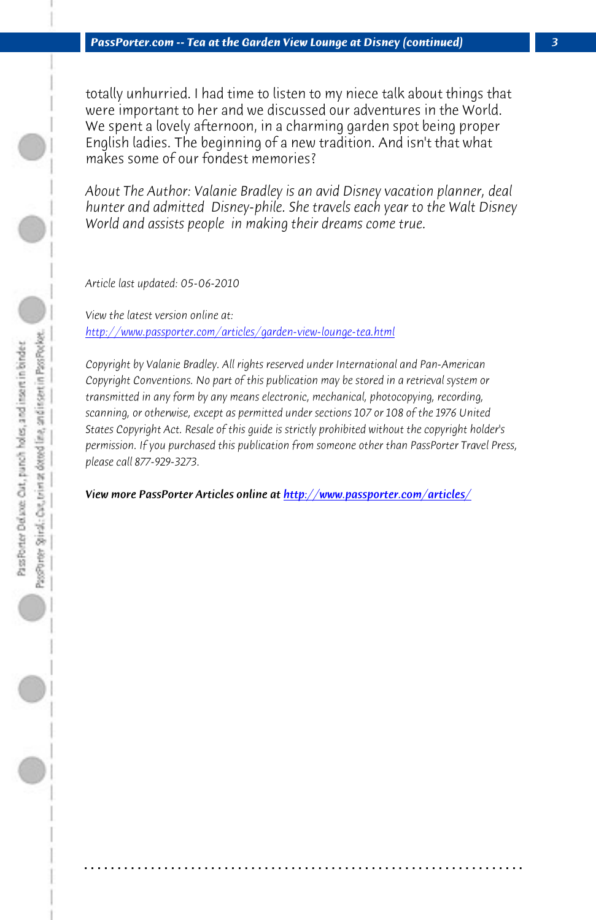totally unhurried. I had time to listen to my niece talk about things that were important to her and we discussed our adventures in the World. We spent a lovely afternoon, in a charming garden spot being proper English ladies. The beginning of a new tradition. And isn't that what makes some of our fondest memories?

*About The Author: Valanie Bradley is an avid Disney vacation planner, deal hunter and admitted Disney-phile. She travels each year to the Walt Disney World and assists people in making their dreams come true.*

*Article last updated: 05-06-2010*

*View the latest version online at:*
*http://www.passporter.com/articles/garden-view-lounge-tea.html*

*Copyright by Valanie Bradley. All rights reserved under International and Pan-American Copyright Conventions. No part of this publication may be stored in a retrieval system or transmitted in any form by any means electronic, mechanical, photocopying, recording, scanning, or otherwise, except as permitted under sections 107 or 108 of the 1976 United States Copyright Act. Resale of this guide is strictly prohibited without the copyright holder's permission. If you purchased this publication from someone other than PassPorter Travel Press, please call 877-929-3273.*

***View more PassPorter Articles online at http://www.passporter.com/articles/***